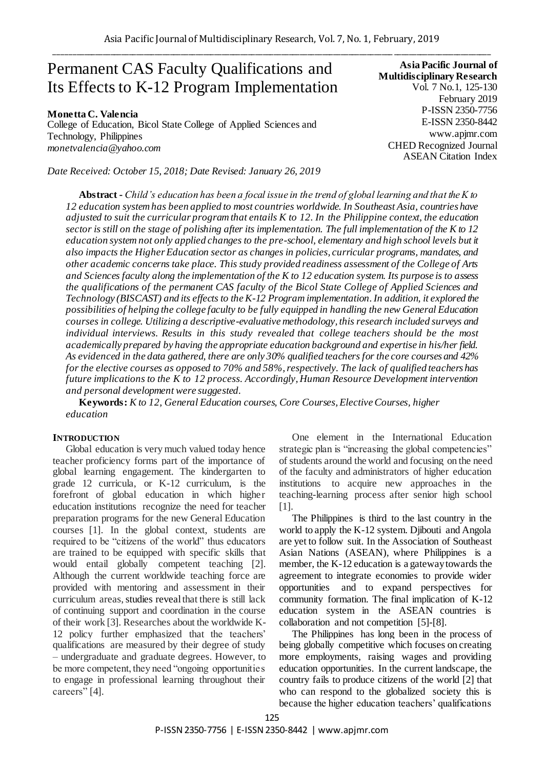# Permanent CAS Faculty Qualifications and Its Effects to K-12 Program Implementation

**Asia Pacific Journal of Multidisciplinary Research**
Vol. 7 No.1, 125-130
February 2019
P-ISSN 2350-7756
E-ISSN 2350-8442
www.apjmr.com
CHED Recognized Journal
ASEAN Citation Index

**Monetta C. Valencia**
College of Education, Bicol State College of Applied Sciences and Technology, Philippines
*monetvalencia@yahoo.com*

*Date Received: October 15, 2018; Date Revised: January 26, 2019*

**Abstract -** *Child's education has been a focal issue in the trend of global learning and that the K to 12 education system has been applied to most countries worldwide. In Southeast Asia, countries have adjusted to suit the curricular program that entails K to 12. In the Philippine context, the education sector is still on the stage of polishing after its implementation. The full implementation of the K to 12 education system not only applied changes to the pre-school, elementary and high school levels but it also impacts the Higher Education sector as changes in policies, curricular programs, mandates, and other academic concerns take place. This study provided readiness assessment of the College of Arts and Sciences faculty along the implementation of the K to 12 education system. Its purpose is to assess the qualifications of the permanent CAS faculty of the Bicol State College of Applied Sciences and Technology (BISCAST) and its effects to the K-12 Program implementation. In addition, it explored the possibilities of helping the college faculty to be fully equipped in handling the new General Education courses in college. Utilizing a descriptive-evaluative methodology, this research included surveys and individual interviews. Results in this study revealed that college teachers should be the most academically prepared by having the appropriate education background and expertise in his/her field. As evidenced in the data gathered, there are only 30% qualified teachers for the core courses and 42% for the elective courses as opposed to 70% and 58%, respectively. The lack of qualified teachers has future implications to the K to 12 process. Accordingly, Human Resource Development intervention and personal development were suggested.*

**Keywords:** *K to 12, General Education courses, Core Courses, Elective Courses, higher education*

## INTRODUCTION

Global education is very much valued today hence teacher proficiency forms part of the importance of global learning engagement. The kindergarten to grade 12 curricula, or K-12 curriculum, is the forefront of global education in which higher education institutions recognize the need for teacher preparation programs for the new General Education courses [1]. In the global context, students are required to be "citizens of the world" thus educators are trained to be equipped with specific skills that would entail globally competent teaching [2]. Although the current worldwide teaching force are provided with mentoring and assessment in their curriculum areas, studies reveal that there is still lack of continuing support and coordination in the course of their work [3]. Researches about the worldwide K-12 policy further emphasized that the teachers' qualifications are measured by their degree of study – undergraduate and graduate degrees. However, to be more competent, they need "ongoing opportunities to engage in professional learning throughout their careers" [4].

One element in the International Education strategic plan is "increasing the global competencies" of students around the world and focusing on the need of the faculty and administrators of higher education institutions to acquire new approaches in the teaching-learning process after senior high school [1].

The Philippines is third to the last country in the world to apply the K-12 system. Djibouti and Angola are yet to follow suit. In the Association of Southeast Asian Nations (ASEAN), where Philippines is a member, the K-12 education is a gateway towards the agreement to integrate economies to provide wider opportunities and to expand perspectives for community formation. The final implication of K-12 education system in the ASEAN countries is collaboration and not competition [5]-[8].

The Philippines has long been in the process of being globally competitive which focuses on creating more employments, raising wages and providing education opportunities. In the current landscape, the country fails to produce citizens of the world [2] that who can respond to the globalized society this is because the higher education teachers' qualifications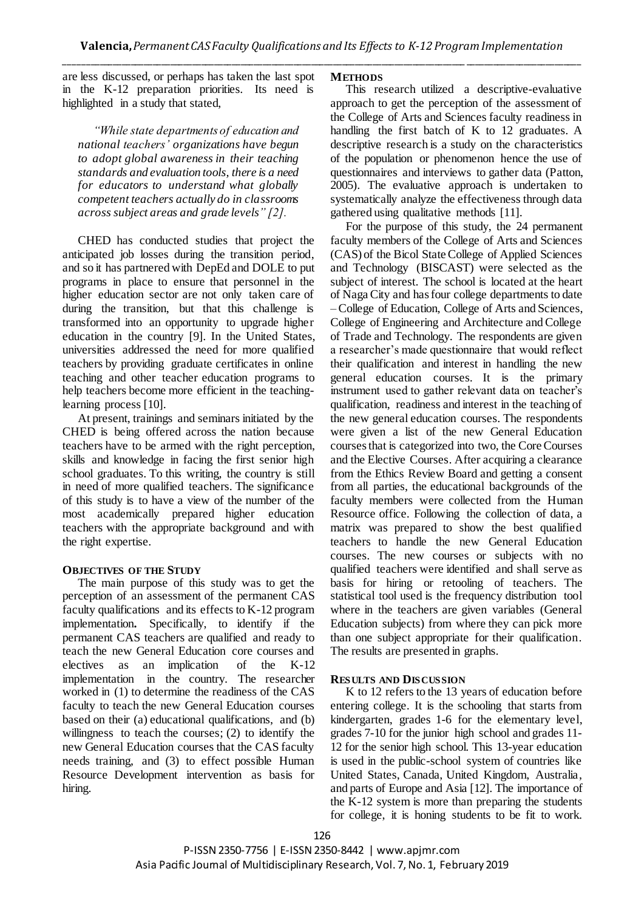are less discussed, or perhaps has taken the last spot in the K-12 preparation priorities. Its need is highlighted in a study that stated,

> *"While state departments of education and national teachers' organizations have begun to adopt global awareness in their teaching standards and evaluation tools, there is a need for educators to understand what globally competent teachers actually do in classrooms across subject areas and grade levels" [2].*

CHED has conducted studies that project the anticipated job losses during the transition period, and so it has partnered with DepEd and DOLE to put programs in place to ensure that personnel in the higher education sector are not only taken care of during the transition, but that this challenge is transformed into an opportunity to upgrade higher education in the country [9]. In the United States, universities addressed the need for more qualified teachers by providing graduate certificates in online teaching and other teacher education programs to help teachers become more efficient in the teaching-learning process [10].

At present, trainings and seminars initiated by the CHED is being offered across the nation because teachers have to be armed with the right perception, skills and knowledge in facing the first senior high school graduates. To this writing, the country is still in need of more qualified teachers. The significance of this study is to have a view of the number of the most academically prepared higher education teachers with the appropriate background and with the right expertise.

## OBJECTIVES OF THE STUDY

The main purpose of this study was to get the perception of an assessment of the permanent CAS faculty qualifications and its effects to K-12 program implementation**.** Specifically, to identify if the permanent CAS teachers are qualified and ready to teach the new General Education core courses and electives as an implication of the K-12 implementation in the country. The researcher worked in (1) to determine the readiness of the CAS faculty to teach the new General Education courses based on their (a) educational qualifications, and (b) willingness to teach the courses; (2) to identify the new General Education courses that the CAS faculty needs training, and (3) to effect possible Human Resource Development intervention as basis for hiring.

## METHODS

This research utilized a descriptive-evaluative approach to get the perception of the assessment of the College of Arts and Sciences faculty readiness in handling the first batch of K to 12 graduates. A descriptive research is a study on the characteristics of the population or phenomenon hence the use of questionnaires and interviews to gather data (Patton, 2005). The evaluative approach is undertaken to systematically analyze the effectiveness through data gathered using qualitative methods [11].

For the purpose of this study, the 24 permanent faculty members of the College of Arts and Sciences (CAS) of the Bicol State College of Applied Sciences and Technology (BISCAST) were selected as the subject of interest. The school is located at the heart of Naga City and has four college departments to date – College of Education, College of Arts and Sciences, College of Engineering and Architecture and College of Trade and Technology. The respondents are given a researcher's made questionnaire that would reflect their qualification and interest in handling the new general education courses. It is the primary instrument used to gather relevant data on teacher's qualification, readiness and interest in the teaching of the new general education courses. The respondents were given a list of the new General Education courses that is categorized into two, the Core Courses and the Elective Courses. After acquiring a clearance from the Ethics Review Board and getting a consent from all parties, the educational backgrounds of the faculty members were collected from the Human Resource office. Following the collection of data, a matrix was prepared to show the best qualified teachers to handle the new General Education courses. The new courses or subjects with no qualified teachers were identified and shall serve as basis for hiring or retooling of teachers. The statistical tool used is the frequency distribution tool where in the teachers are given variables (General Education subjects) from where they can pick more than one subject appropriate for their qualification. The results are presented in graphs.

## RESULTS AND DISCUSSION

K to 12 refers to the 13 years of education before entering college. It is the schooling that starts from kindergarten, grades 1-6 for the elementary level, grades 7-10 for the junior high school and grades 11-12 for the senior high school. This 13-year education is used in the public-school system of countries like United States, Canada, United Kingdom, Australia, and parts of Europe and Asia [12]. The importance of the K-12 system is more than preparing the students for college, it is honing students to be fit to work.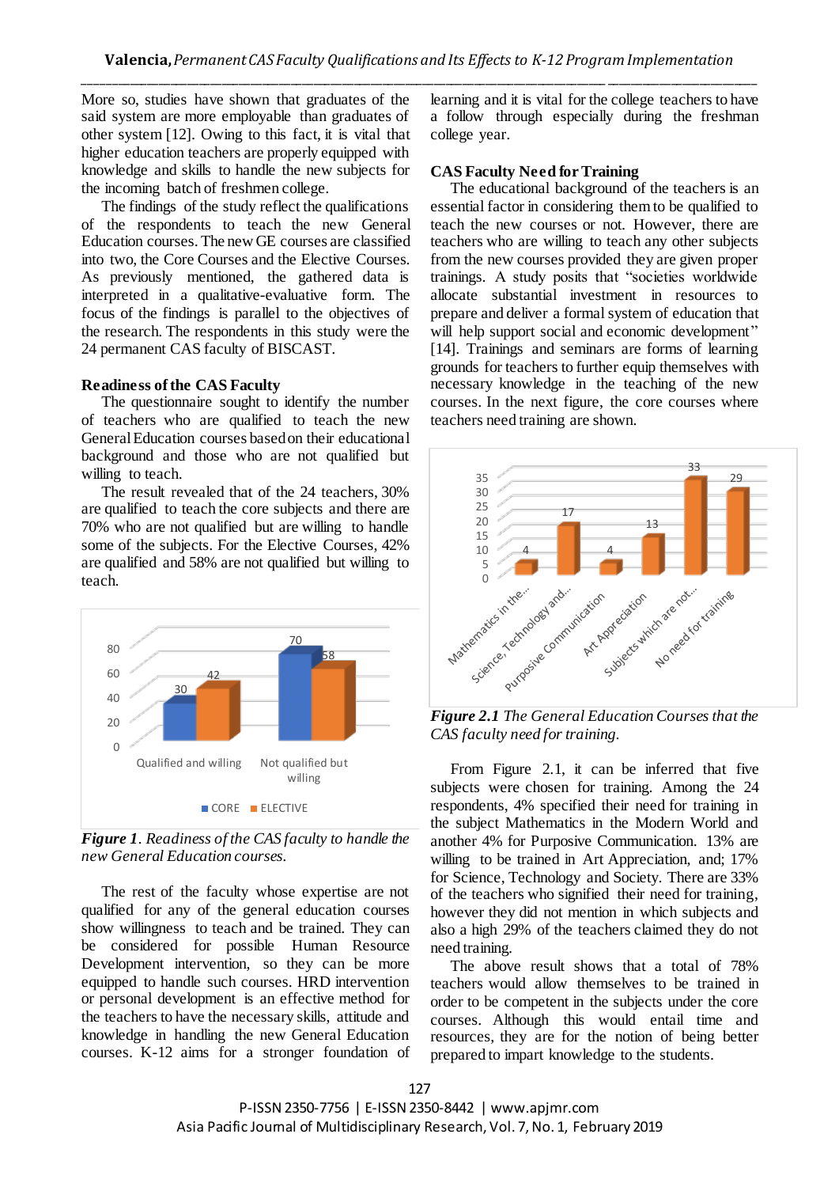More so, studies have shown that graduates of the said system are more employable than graduates of other system [12]. Owing to this fact, it is vital that higher education teachers are properly equipped with knowledge and skills to handle the new subjects for the incoming batch of freshmen college.

The findings of the study reflect the qualifications of the respondents to teach the new General Education courses. The new GE courses are classified into two, the Core Courses and the Elective Courses. As previously mentioned, the gathered data is interpreted in a qualitative-evaluative form. The focus of the findings is parallel to the objectives of the research. The respondents in this study were the 24 permanent CAS faculty of BISCAST.

### Readiness of the CAS Faculty

The questionnaire sought to identify the number of teachers who are qualified to teach the new General Education courses based on their educational background and those who are not qualified but willing to teach.

The result revealed that of the 24 teachers, 30% are qualified to teach the core subjects and there are 70% who are not qualified but are willing to handle some of the subjects. For the Elective Courses, 42% are qualified and 58% are not qualified but willing to teach.

| | CORE | ELECTIVE |
|---|---|---|
| Qualified and willing | 30 | 42 |
| Not qualified but willing | 70 | 58 |

*Figure 1. Readiness of the CAS faculty to handle the new General Education courses.*

The rest of the faculty whose expertise are not qualified for any of the general education courses show willingness to teach and be trained. They can be considered for possible Human Resource Development intervention, so they can be more equipped to handle such courses. HRD intervention or personal development is an effective method for the teachers to have the necessary skills, attitude and knowledge in handling the new General Education courses. K-12 aims for a stronger foundation of learning and it is vital for the college teachers to have a follow through especially during the freshman college year.

### CAS Faculty Need for Training

The educational background of the teachers is an essential factor in considering them to be qualified to teach the new courses or not. However, there are teachers who are willing to teach any other subjects from the new courses provided they are given proper trainings. A study posits that "societies worldwide allocate substantial investment in resources to prepare and deliver a formal system of education that will help support social and economic development" [14]. Trainings and seminars are forms of learning grounds for teachers to further equip themselves with necessary knowledge in the teaching of the new courses. In the next figure, the core courses where teachers need training are shown.

| Course | Value |
|---|---|
| Mathematics in the... | 4 |
| Science, Technology and... | 17 |
| Purposive Communication | 4 |
| Art Appreciation | 13 |
| Subjects which are not... | 33 |
| No need for training | 29 |

***Figure 2.1*** *The General Education Courses that the CAS faculty need for training.*

From Figure 2.1, it can be inferred that five subjects were chosen for training. Among the 24 respondents, 4% specified their need for training in the subject Mathematics in the Modern World and another 4% for Purposive Communication. 13% are willing to be trained in Art Appreciation, and; 17% for Science, Technology and Society. There are 33% of the teachers who signified their need for training, however they did not mention in which subjects and also a high 29% of the teachers claimed they do not need training.

The above result shows that a total of 78% teachers would allow themselves to be trained in order to be competent in the subjects under the core courses. Although this would entail time and resources, they are for the notion of being better prepared to impart knowledge to the students.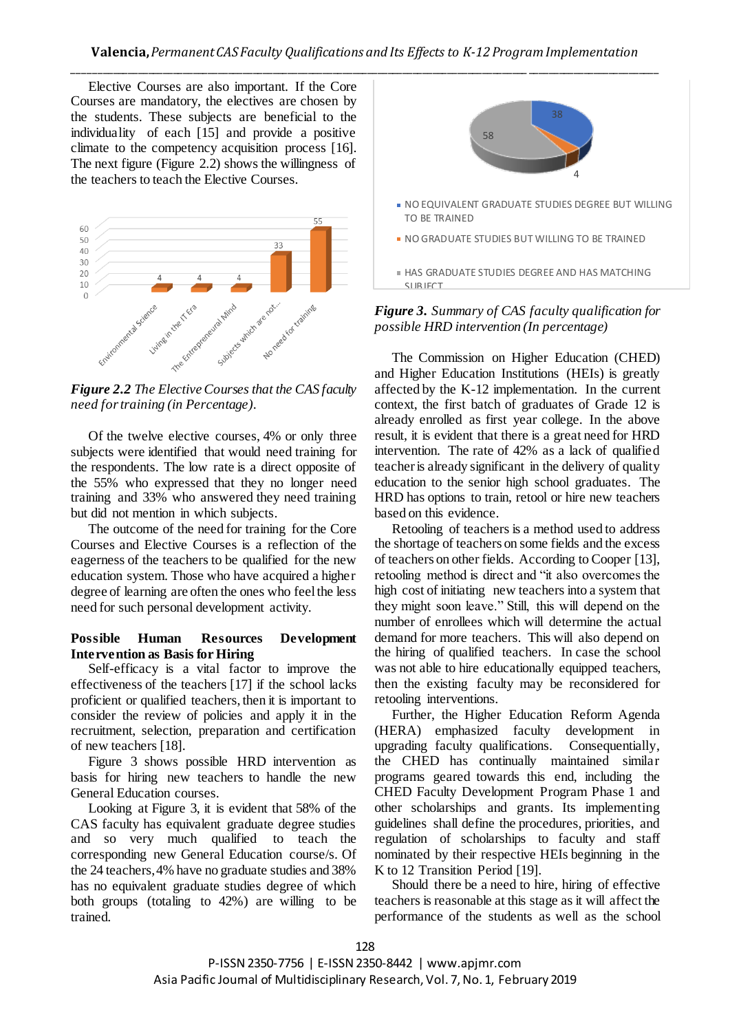Elective Courses are also important. If the Core Courses are mandatory, the electives are chosen by the students. These subjects are beneficial to the individuality of each [15] and provide a positive climate to the competency acquisition process [16]. The next figure (Figure 2.2) shows the willingness of the teachers to teach the Elective Courses.

*Figure 2.2 The Elective Courses that the CAS faculty need for training (in Percentage).*

Of the twelve elective courses, 4% or only three subjects were identified that would need training for the respondents. The low rate is a direct opposite of the 55% who expressed that they no longer need training and 33% who answered they need training but did not mention in which subjects.

The outcome of the need for training for the Core Courses and Elective Courses is a reflection of the eagerness of the teachers to be qualified for the new education system. Those who have acquired a higher degree of learning are often the ones who feel the less need for such personal development activity.

**Possible Human Resources Development Intervention as Basis for Hiring**

Self-efficacy is a vital factor to improve the effectiveness of the teachers [17] if the school lacks proficient or qualified teachers, then it is important to consider the review of policies and apply it in the recruitment, selection, preparation and certification of new teachers [18].

Figure 3 shows possible HRD intervention as basis for hiring new teachers to handle the new General Education courses.

Looking at Figure 3, it is evident that 58% of the CAS faculty has equivalent graduate degree studies and so very much qualified to teach the corresponding new General Education course/s. Of the 24 teachers, 4% have no graduate studies and 38% has no equivalent graduate studies degree of which both groups (totaling to 42%) are willing to be trained.

*Figure 3. Summary of CAS faculty qualification for possible HRD intervention (In percentage)*

The Commission on Higher Education (CHED) and Higher Education Institutions (HEIs) is greatly affected by the K-12 implementation. In the current context, the first batch of graduates of Grade 12 is already enrolled as first year college. In the above result, it is evident that there is a great need for HRD intervention. The rate of 42% as a lack of qualified teacher is already significant in the delivery of quality education to the senior high school graduates. The HRD has options to train, retool or hire new teachers based on this evidence.

Retooling of teachers is a method used to address the shortage of teachers on some fields and the excess of teachers on other fields. According to Cooper [13], retooling method is direct and "it also overcomes the high cost of initiating new teachers into a system that they might soon leave." Still, this will depend on the number of enrollees which will determine the actual demand for more teachers. This will also depend on the hiring of qualified teachers. In case the school was not able to hire educationally equipped teachers, then the existing faculty may be reconsidered for retooling interventions.

Further, the Higher Education Reform Agenda (HERA) emphasized faculty development in upgrading faculty qualifications. Consequentially, the CHED has continually maintained similar programs geared towards this end, including the CHED Faculty Development Program Phase 1 and other scholarships and grants. Its implementing guidelines shall define the procedures, priorities, and regulation of scholarships to faculty and staff nominated by their respective HEIs beginning in the K to 12 Transition Period [19].

Should there be a need to hire, hiring of effective teachers is reasonable at this stage as it will affect the performance of the students as well as the school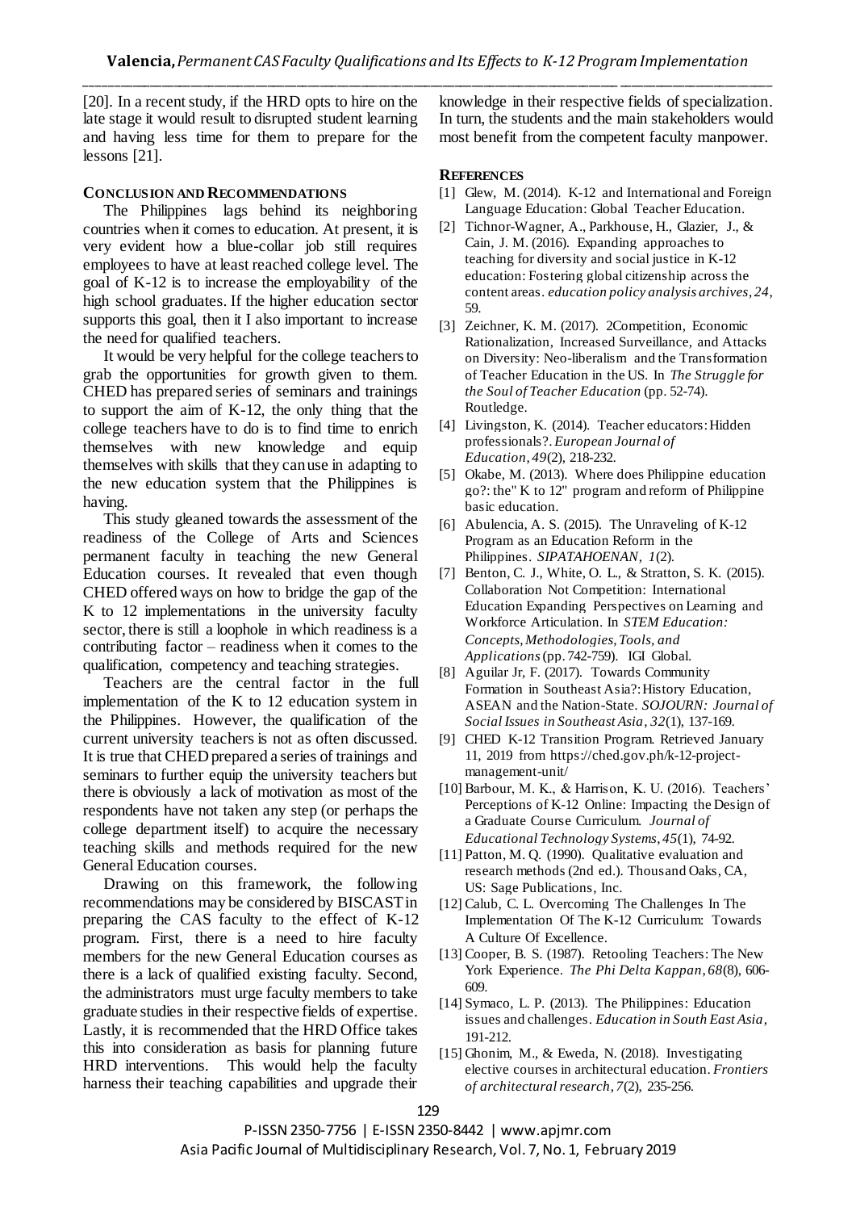[20]. In a recent study, if the HRD opts to hire on the late stage it would result to disrupted student learning and having less time for them to prepare for the lessons [21].

## CONCLUSION AND RECOMMENDATIONS

The Philippines lags behind its neighboring countries when it comes to education. At present, it is very evident how a blue-collar job still requires employees to have at least reached college level. The goal of K-12 is to increase the employability of the high school graduates. If the higher education sector supports this goal, then it I also important to increase the need for qualified teachers.

It would be very helpful for the college teachers to grab the opportunities for growth given to them. CHED has prepared series of seminars and trainings to support the aim of K-12, the only thing that the college teachers have to do is to find time to enrich themselves with new knowledge and equip themselves with skills that they can use in adapting to the new education system that the Philippines is having.

This study gleaned towards the assessment of the readiness of the College of Arts and Sciences permanent faculty in teaching the new General Education courses. It revealed that even though CHED offered ways on how to bridge the gap of the K to 12 implementations in the university faculty sector, there is still a loophole in which readiness is a contributing factor – readiness when it comes to the qualification, competency and teaching strategies.

Teachers are the central factor in the full implementation of the K to 12 education system in the Philippines. However, the qualification of the current university teachers is not as often discussed. It is true that CHED prepared a series of trainings and seminars to further equip the university teachers but there is obviously a lack of motivation as most of the respondents have not taken any step (or perhaps the college department itself) to acquire the necessary teaching skills and methods required for the new General Education courses.

Drawing on this framework, the following recommendations may be considered by BISCAST in preparing the CAS faculty to the effect of K-12 program. First, there is a need to hire faculty members for the new General Education courses as there is a lack of qualified existing faculty. Second, the administrators must urge faculty members to take graduate studies in their respective fields of expertise. Lastly, it is recommended that the HRD Office takes this into consideration as basis for planning future HRD interventions. This would help the faculty harness their teaching capabilities and upgrade their knowledge in their respective fields of specialization. In turn, the students and the main stakeholders would most benefit from the competent faculty manpower.

## REFERENCES

[1] Glew, M. (2014). K-12 and International and Foreign Language Education: Global Teacher Education.

[2] Tichnor-Wagner, A., Parkhouse, H., Glazier, J., & Cain, J. M. (2016). Expanding approaches to teaching for diversity and social justice in K-12 education: Fostering global citizenship across the content areas. *education policy analysis archives*, *24*, 59.

[3] Zeichner, K. M. (2017). 2Competition, Economic Rationalization, Increased Surveillance, and Attacks on Diversity: Neo-liberalism and the Transformation of Teacher Education in the US. In *The Struggle for the Soul of Teacher Education* (pp. 52-74). Routledge.

[4] Livingston, K. (2014). Teacher educators: Hidden professionals?. *European Journal of Education*, *49*(2), 218-232.

[5] Okabe, M. (2013). Where does Philippine education go?: the" K to 12" program and reform of Philippine basic education.

[6] Abulencia, A. S. (2015). The Unraveling of K-12 Program as an Education Reform in the Philippines. *SIPATAHOENAN*, *1*(2).

[7] Benton, C. J., White, O. L., & Stratton, S. K. (2015). Collaboration Not Competition: International Education Expanding Perspectives on Learning and Workforce Articulation. In *STEM Education: Concepts, Methodologies, Tools, and Applications* (pp. 742-759). IGI Global.

[8] Aguilar Jr, F. (2017). Towards Community Formation in Southeast Asia?: History Education, ASEAN and the Nation-State. *SOJOURN: Journal of Social Issues in Southeast Asia*, *32*(1), 137-169.

[9] CHED K-12 Transition Program. Retrieved January 11, 2019 from https://ched.gov.ph/k-12-project-management-unit/

[10] Barbour, M. K., & Harrison, K. U. (2016). Teachers' Perceptions of K-12 Online: Impacting the Design of a Graduate Course Curriculum. *Journal of Educational Technology Systems*, *45*(1), 74-92.

[11] Patton, M. Q. (1990). Qualitative evaluation and research methods (2nd ed.). Thousand Oaks, CA, US: Sage Publications, Inc.

[12] Calub, C. L. Overcoming The Challenges In The Implementation Of The K-12 Curriculum: Towards A Culture Of Excellence.

[13] Cooper, B. S. (1987). Retooling Teachers: The New York Experience. *The Phi Delta Kappan*, *68*(8), 606-609.

[14] Symaco, L. P. (2013). The Philippines: Education issues and challenges. *Education in South East Asia*, 191-212.

[15] Ghonim, M., & Eweda, N. (2018). Investigating elective courses in architectural education. *Frontiers of architectural research*, *7*(2), 235-256.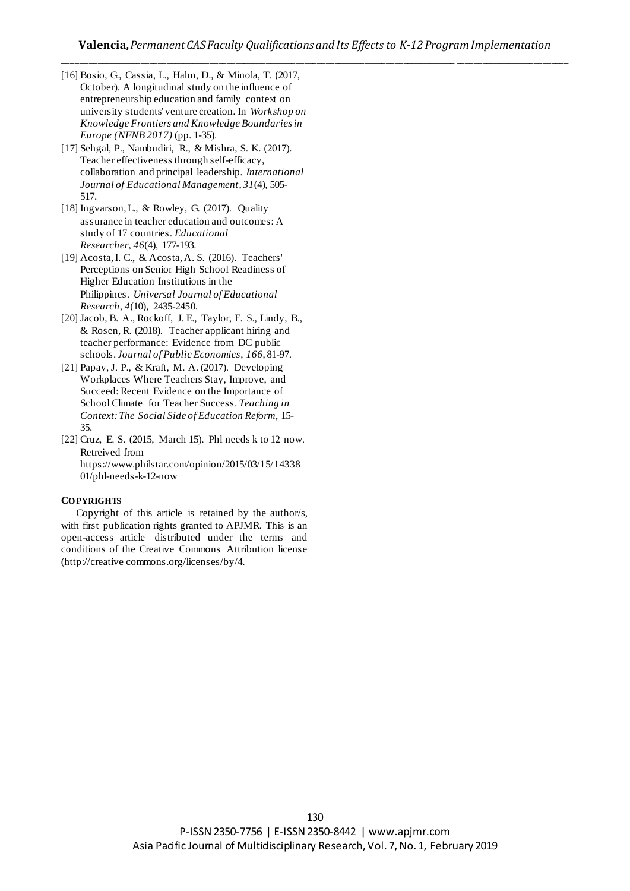[16] Bosio, G., Cassia, L., Hahn, D., & Minola, T. (2017, October). A longitudinal study on the influence of entrepreneurship education and family context on university students' venture creation. In *Workshop on Knowledge Frontiers and Knowledge Boundaries in Europe (NFNB 2017)* (pp. 1-35).

[17] Sehgal, P., Nambudiri, R., & Mishra, S. K. (2017). Teacher effectiveness through self-efficacy, collaboration and principal leadership. *International Journal of Educational Management*, *31*(4), 505-517.

[18] Ingvarson, L., & Rowley, G. (2017). Quality assurance in teacher education and outcomes: A study of 17 countries. *Educational Researcher*, *46*(4), 177-193.

[19] Acosta, I. C., & Acosta, A. S. (2016). Teachers' Perceptions on Senior High School Readiness of Higher Education Institutions in the Philippines. *Universal Journal of Educational Research*, *4*(10), 2435-2450.

[20] Jacob, B. A., Rockoff, J. E., Taylor, E. S., Lindy, B., & Rosen, R. (2018). Teacher applicant hiring and teacher performance: Evidence from DC public schools. *Journal of Public Economics*, *166*, 81-97.

[21] Papay, J. P., & Kraft, M. A. (2017). Developing Workplaces Where Teachers Stay, Improve, and Succeed: Recent Evidence on the Importance of School Climate for Teacher Success. *Teaching in Context: The Social Side of Education Reform*, 15-35.

[22] Cruz, E. S. (2015, March 15). Phl needs k to 12 now. Retreived from https://www.philstar.com/opinion/2015/03/15/1433801/phl-needs-k-12-now

**COPYRIGHTS**

Copyright of this article is retained by the author/s, with first publication rights granted to APJMR. This is an open-access article distributed under the terms and conditions of the Creative Commons Attribution license (http://creative commons.org/licenses/by/4.